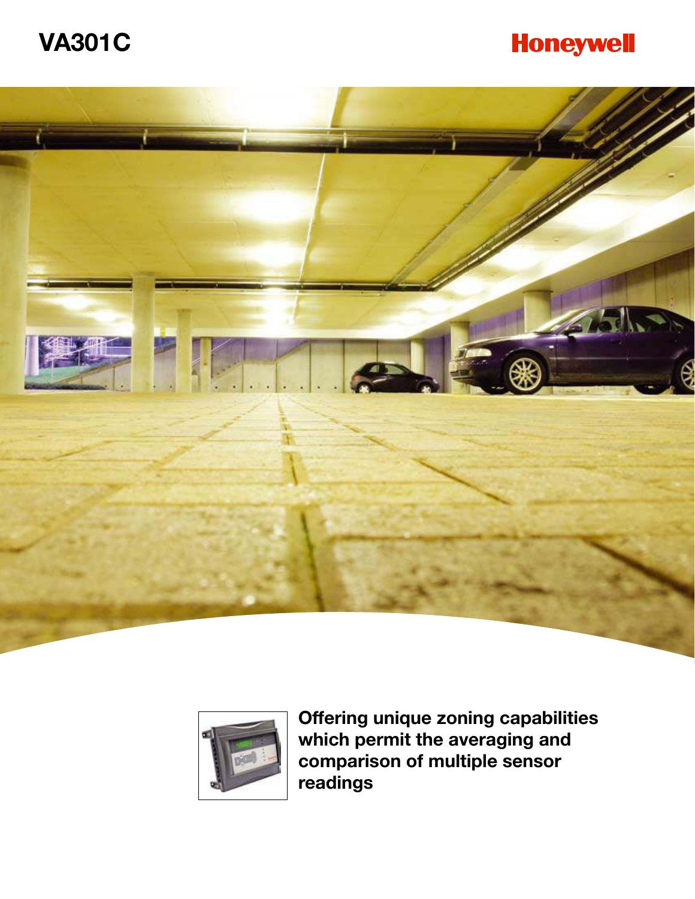# VA301C

Honeywell

**Offering unique zoning capabilities which permit the averaging and comparison of multiple sensor readings**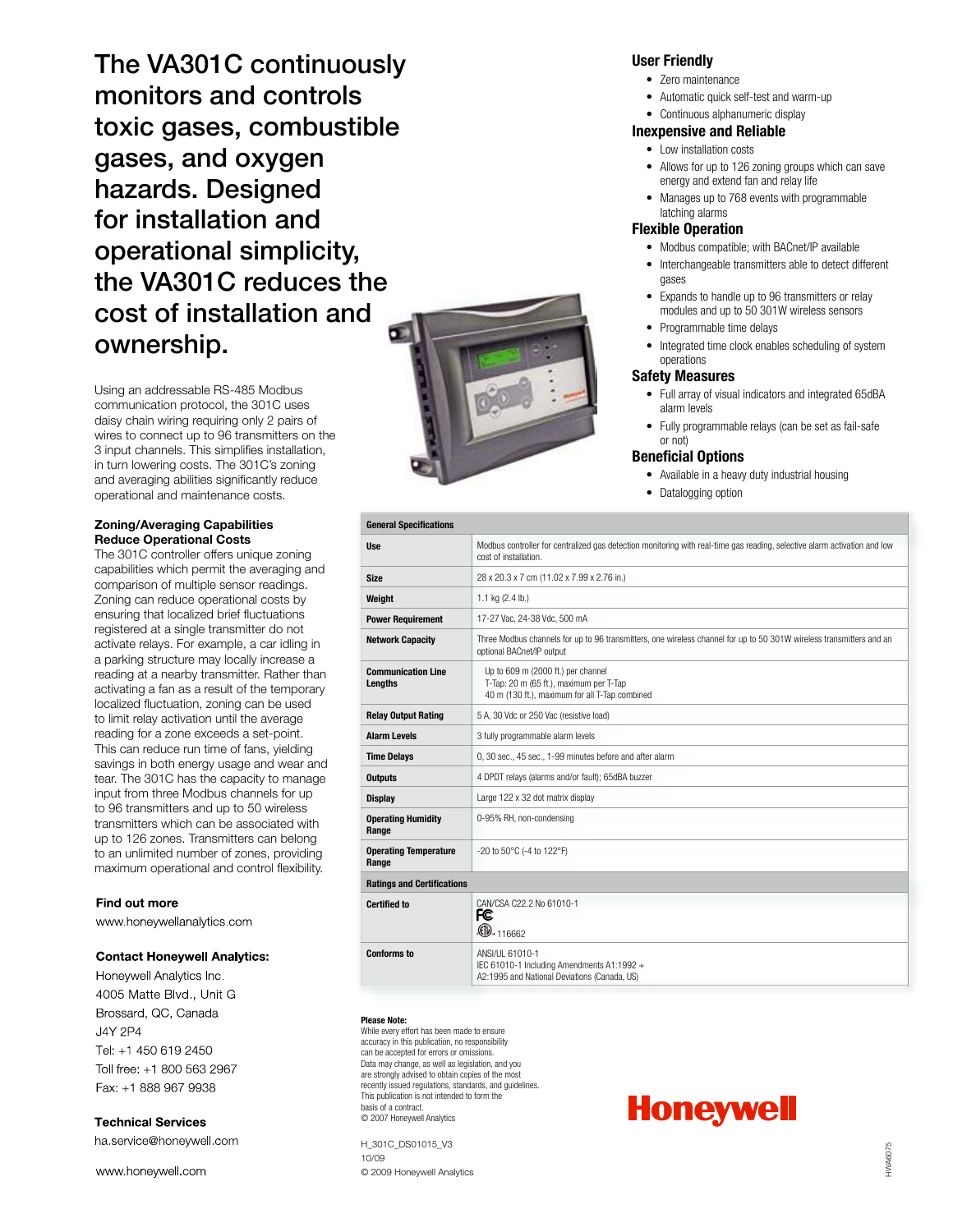# The VA301C continuously monitors and controls toxic gases, combustible gases, and oxygen hazards. Designed for installation and operational simplicity, the VA301C reduces the cost of installation and ownership.

Using an addressable RS-485 Modbus communication protocol, the 301C uses daisy chain wiring requiring only 2 pairs of wires to connect up to 96 transmitters on the 3 input channels. This simplifies installation, in turn lowering costs. The 301C's zoning and averaging abilities significantly reduce operational and maintenance costs.

**Zoning/Averaging Capabilities Reduce Operational Costs**

The 301C controller offers unique zoning capabilities which permit the averaging and comparison of multiple sensor readings. Zoning can reduce operational costs by ensuring that localized brief fluctuations registered at a single transmitter do not activate relays. For example, a car idling in a parking structure may locally increase a reading at a nearby transmitter. Rather than activating a fan as a result of the temporary localized fluctuation, zoning can be used to limit relay activation until the average reading for a zone exceeds a set-point. This can reduce run time of fans, yielding savings in both energy usage and wear and tear. The 301C has the capacity to manage input from three Modbus channels for up to 96 transmitters and up to 50 wireless transmitters which can be associated with up to 126 zones. Transmitters can belong to an unlimited number of zones, providing maximum operational and control flexibility.

### User Friendly

- Zero maintenance
- Automatic quick self-test and warm-up
- Continuous alphanumeric display

### Inexpensive and Reliable

- Low installation costs
- Allows for up to 126 zoning groups which can save energy and extend fan and relay life
- Manages up to 768 events with programmable latching alarms

### Flexible Operation

- Modbus compatible; with BACnet/IP available
- Interchangeable transmitters able to detect different gases
- Expands to handle up to 96 transmitters or relay modules and up to 50 301W wireless sensors
- Programmable time delays
- Integrated time clock enables scheduling of system operations

### Safety Measures

- Full array of visual indicators and integrated 65dBA alarm levels
- Fully programmable relays (can be set as fail-safe or not)

### Beneficial Options

- Available in a heavy duty industrial housing
- Datalogging option

| General Specifications | |
|---|---|
| **Use** | Modbus controller for centralized gas detection monitoring with real-time gas reading, selective alarm activation and low cost of installation. |
| **Size** | 28 x 20.3 x 7 cm (11.02 x 7.99 x 2.76 in.) |
| **Weight** | 1.1 kg (2.4 lb.) |
| **Power Requirement** | 17-27 Vac, 24-38 Vdc, 500 mA |
| **Network Capacity** | Three Modbus channels for up to 96 transmitters, one wireless channel for up to 50 301W wireless transmitters and an optional BACnet/IP output |
| **Communication Line Lengths** | Up to 609 m (2000 ft.) per channel<br>T-Tap: 20 m (65 ft.), maximum per T-Tap<br>40 m (130 ft.), maximum for all T-Tap combined |
| **Relay Output Rating** | 5 A, 30 Vdc or 250 Vac (resistive load) |
| **Alarm Levels** | 3 fully programmable alarm levels |
| **Time Delays** | 0, 30 sec., 45 sec., 1-99 minutes before and after alarm |
| **Outputs** | 4 DPDT relays (alarms and/or fault); 65dBA buzzer |
| **Display** | Large 122 x 32 dot matrix display |
| **Operating Humidity Range** | 0-95% RH, non-condensing |
| **Operating Temperature Range** | -20 to 50°C (-4 to 122°F) |
| **Ratings and Certifications** | |
| **Certified to** | CAN/CSA C22.2 No 61010-1<br>FC<br>116662 |
| **Conforms to** | ANSI/UL 61010-1<br>IEC 61010-1 Including Amendments A1:1992 + A2:1995 and National Deviations (Canada, US) |

**Find out more**

www.honeywellanalytics.com

**Contact Honeywell Analytics:**

Honeywell Analytics Inc.
4005 Matte Blvd., Unit G
Brossard, QC, Canada
J4Y 2P4
Tel: +1 450 619 2450
Toll free: +1 800 563 2967
Fax: +1 888 967 9938

**Technical Services**

ha.service@honeywell.com

www.honeywell.com

**Please Note:**
While every effort has been made to ensure accuracy in this publication, no responsibility can be accepted for errors or omissions. Data may change, as well as legislation, and you are strongly advised to obtain copies of the most recently issued regulations, standards, and guidelines. This publication is not intended to form the basis of a contract.
© 2007 Honeywell Analytics

H_301C_DS01015_V3
10/09
© 2009 Honeywell Analytics

Honeywell

HWA6075